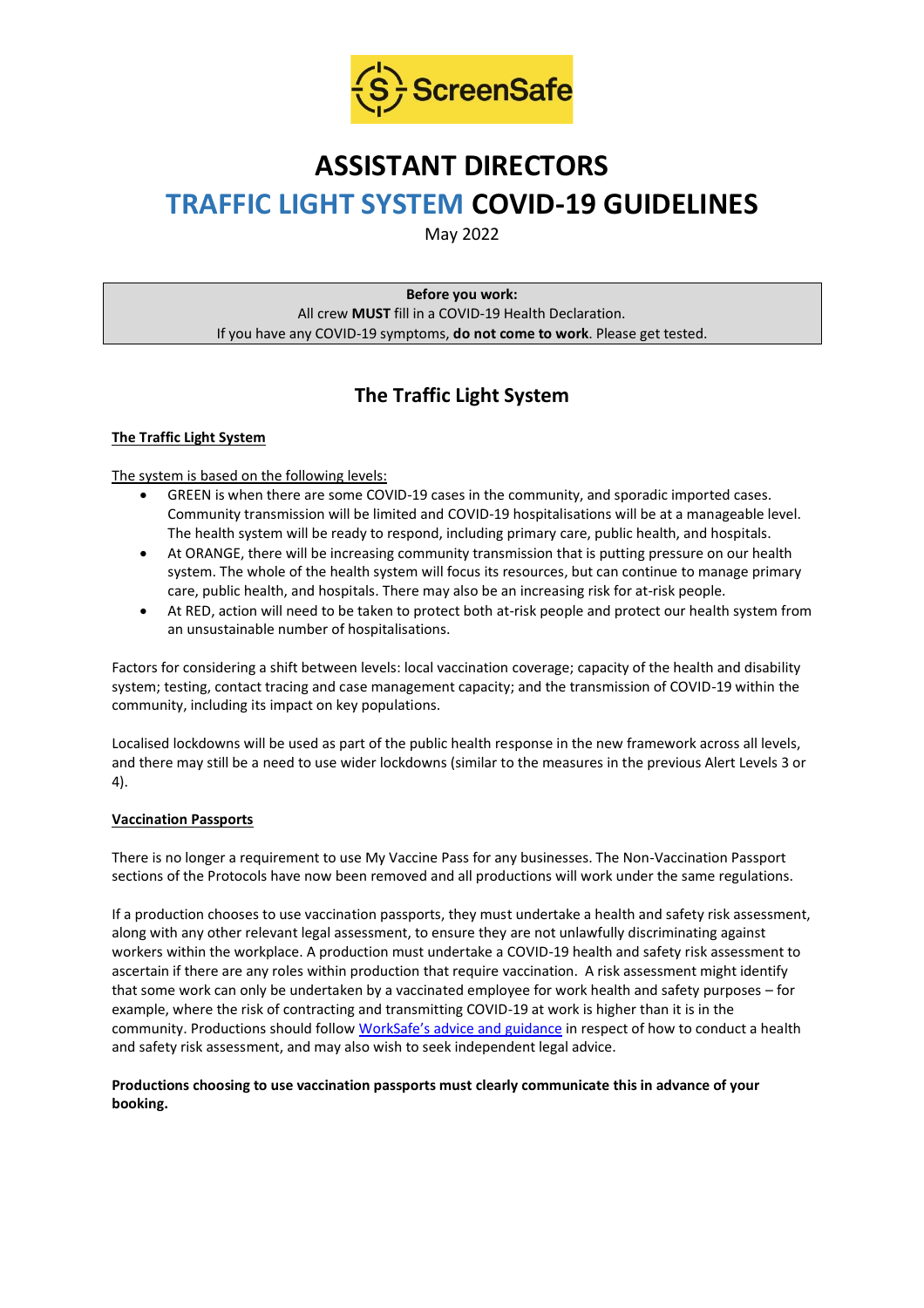ScreenSafe

# ASSISTANT DIRECTORS

# TRAFFIC LIGHT SYSTEM COVID-19 GUIDELINES

May 2022

**Before you work:**
All crew **MUST** fill in a COVID-19 Health Declaration.
If you have any COVID-19 symptoms, **do not come to work**. Please get tested.

## The Traffic Light System

### The Traffic Light System

The system is based on the following levels:

- GREEN is when there are some COVID-19 cases in the community, and sporadic imported cases. Community transmission will be limited and COVID-19 hospitalisations will be at a manageable level. The health system will be ready to respond, including primary care, public health, and hospitals.
- At ORANGE, there will be increasing community transmission that is putting pressure on our health system. The whole of the health system will focus its resources, but can continue to manage primary care, public health, and hospitals. There may also be an increasing risk for at-risk people.
- At RED, action will need to be taken to protect both at-risk people and protect our health system from an unsustainable number of hospitalisations.

Factors for considering a shift between levels: local vaccination coverage; capacity of the health and disability system; testing, contact tracing and case management capacity; and the transmission of COVID-19 within the community, including its impact on key populations.

Localised lockdowns will be used as part of the public health response in the new framework across all levels, and there may still be a need to use wider lockdowns (similar to the measures in the previous Alert Levels 3 or 4).

### Vaccination Passports

There is no longer a requirement to use My Vaccine Pass for any businesses. The Non-Vaccination Passport sections of the Protocols have now been removed and all productions will work under the same regulations.

If a production chooses to use vaccination passports, they must undertake a health and safety risk assessment, along with any other relevant legal assessment, to ensure they are not unlawfully discriminating against workers within the workplace. A production must undertake a COVID-19 health and safety risk assessment to ascertain if there are any roles within production that require vaccination. A risk assessment might identify that some work can only be undertaken by a vaccinated employee for work health and safety purposes – for example, where the risk of contracting and transmitting COVID-19 at work is higher than it is in the community. Productions should follow WorkSafe's advice and guidance in respect of how to conduct a health and safety risk assessment, and may also wish to seek independent legal advice.

**Productions choosing to use vaccination passports must clearly communicate this in advance of your booking.**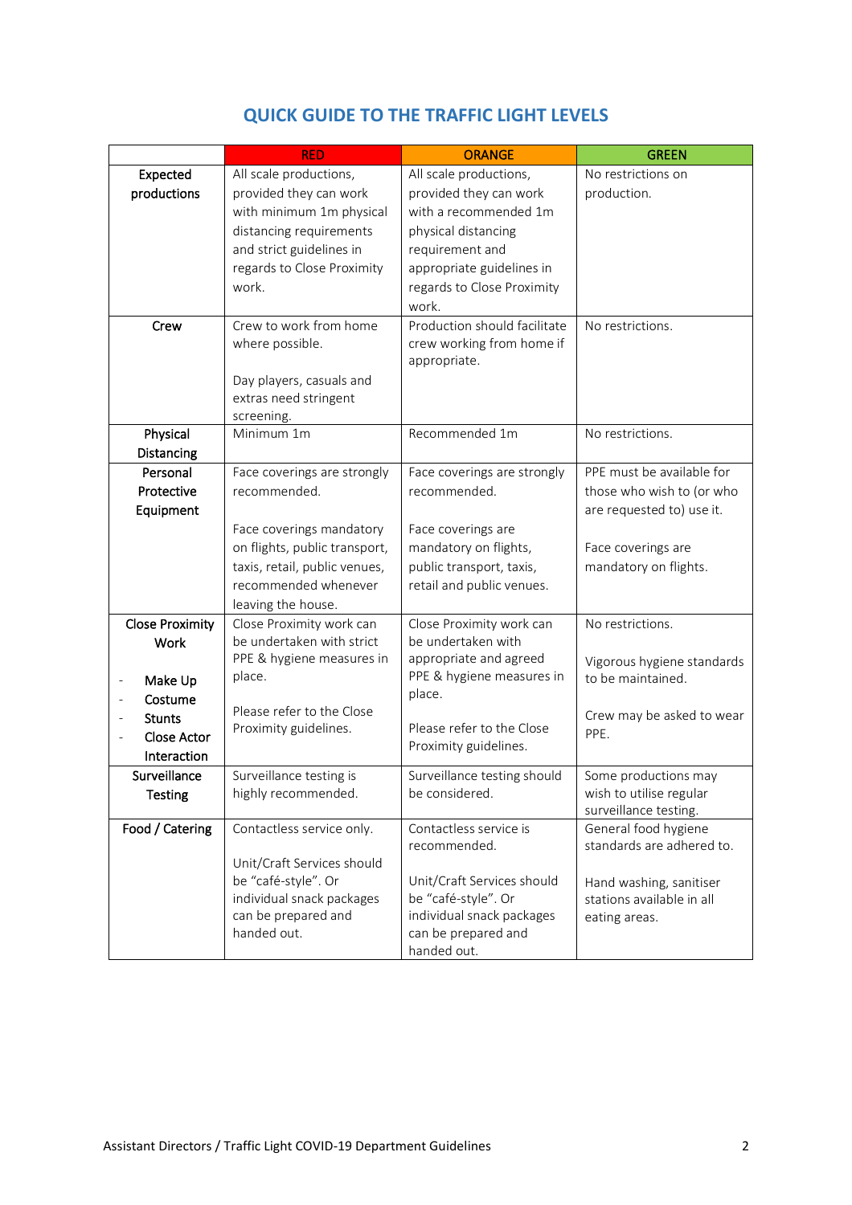## QUICK GUIDE TO THE TRAFFIC LIGHT LEVELS

| | RED | ORANGE | GREEN |
|---|---|---|---|
| **Expected productions** | All scale productions, provided they can work with minimum 1m physical distancing requirements and strict guidelines in regards to Close Proximity work. | All scale productions, provided they can work with a recommended 1m physical distancing requirement and appropriate guidelines in regards to Close Proximity work. | No restrictions on production. |
| **Crew** | Crew to work from home where possible.<br><br>Day players, casuals and extras need stringent screening. | Production should facilitate crew working from home if appropriate. | No restrictions. |
| **Physical Distancing** | Minimum 1m | Recommended 1m | No restrictions. |
| **Personal Protective Equipment** | Face coverings are strongly recommended.<br><br>Face coverings mandatory on flights, public transport, taxis, retail, public venues, recommended whenever leaving the house. | Face coverings are strongly recommended.<br><br>Face coverings are mandatory on flights, public transport, taxis, retail and public venues. | PPE must be available for those who wish to (or who are requested to) use it.<br><br>Face coverings are mandatory on flights. |
| **Close Proximity Work**<br>- **Make Up**<br>- **Costume**<br>- **Stunts**<br>- **Close Actor Interaction** | Close Proximity work can be undertaken with strict PPE & hygiene measures in place.<br><br>Please refer to the Close Proximity guidelines. | Close Proximity work can be undertaken with appropriate and agreed PPE & hygiene measures in place.<br><br>Please refer to the Close Proximity guidelines. | No restrictions.<br><br>Vigorous hygiene standards to be maintained.<br><br>Crew may be asked to wear PPE. |
| **Surveillance Testing** | Surveillance testing is highly recommended. | Surveillance testing should be considered. | Some productions may wish to utilise regular surveillance testing. |
| **Food / Catering** | Contactless service only.<br><br>Unit/Craft Services should be "café-style". Or individual snack packages can be prepared and handed out. | Contactless service is recommended.<br><br>Unit/Craft Services should be "café-style". Or individual snack packages can be prepared and handed out. | General food hygiene standards are adhered to.<br><br>Hand washing, sanitiser stations available in all eating areas. |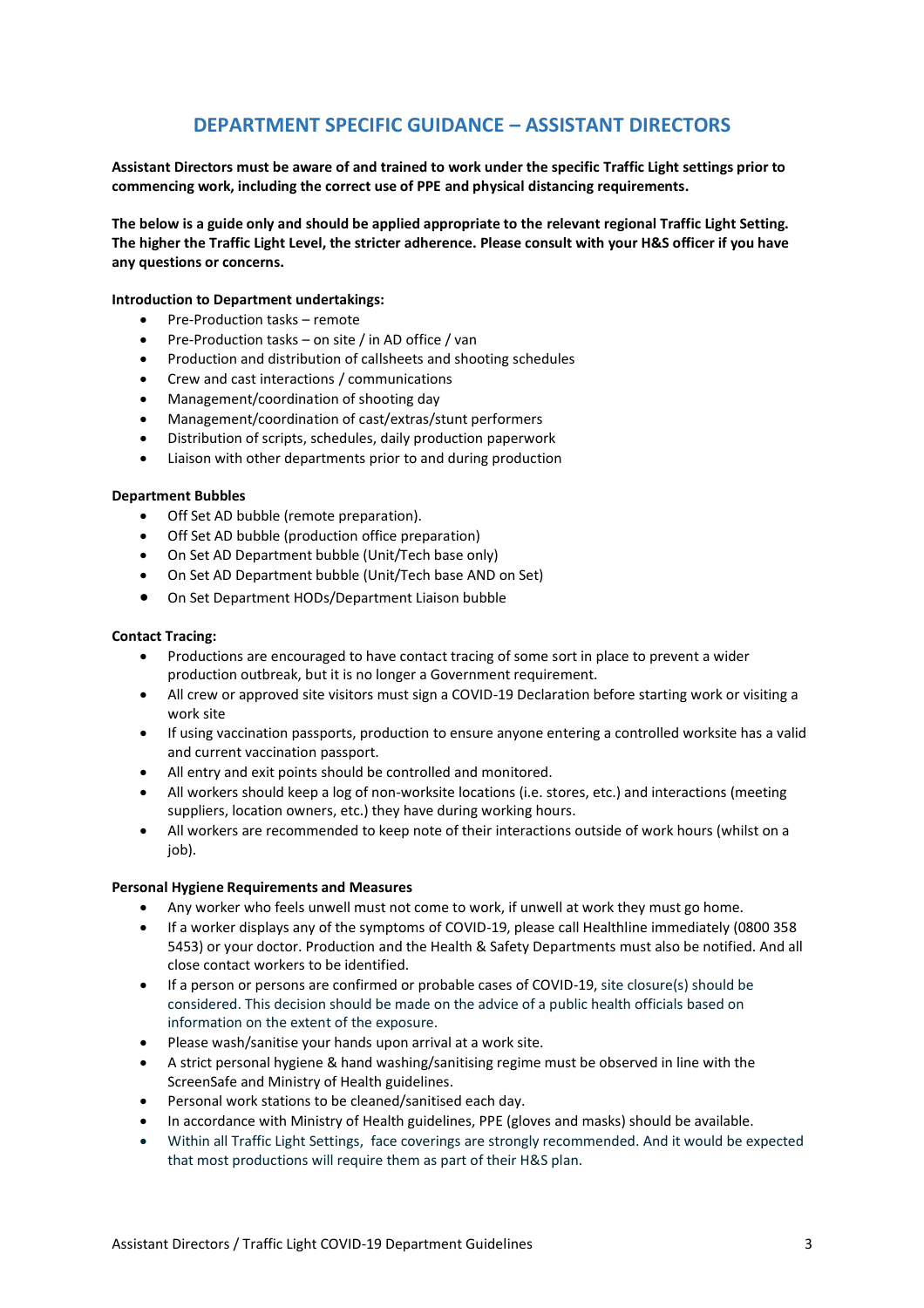## DEPARTMENT SPECIFIC GUIDANCE – ASSISTANT DIRECTORS

**Assistant Directors must be aware of and trained to work under the specific Traffic Light settings prior to commencing work, including the correct use of PPE and physical distancing requirements.**

**The below is a guide only and should be applied appropriate to the relevant regional Traffic Light Setting. The higher the Traffic Light Level, the stricter adherence. Please consult with your H&S officer if you have any questions or concerns.**

**Introduction to Department undertakings:**

- Pre-Production tasks – remote
- Pre-Production tasks – on site / in AD office / van
- Production and distribution of callsheets and shooting schedules
- Crew and cast interactions / communications
- Management/coordination of shooting day
- Management/coordination of cast/extras/stunt performers
- Distribution of scripts, schedules, daily production paperwork
- Liaison with other departments prior to and during production

**Department Bubbles**

- Off Set AD bubble (remote preparation).
- Off Set AD bubble (production office preparation)
- On Set AD Department bubble (Unit/Tech base only)
- On Set AD Department bubble (Unit/Tech base AND on Set)
- On Set Department HODs/Department Liaison bubble

**Contact Tracing:**

- Productions are encouraged to have contact tracing of some sort in place to prevent a wider production outbreak, but it is no longer a Government requirement.
- All crew or approved site visitors must sign a COVID-19 Declaration before starting work or visiting a work site
- If using vaccination passports, production to ensure anyone entering a controlled worksite has a valid and current vaccination passport.
- All entry and exit points should be controlled and monitored.
- All workers should keep a log of non-worksite locations (i.e. stores, etc.) and interactions (meeting suppliers, location owners, etc.) they have during working hours.
- All workers are recommended to keep note of their interactions outside of work hours (whilst on a job).

**Personal Hygiene Requirements and Measures**

- Any worker who feels unwell must not come to work, if unwell at work they must go home.
- If a worker displays any of the symptoms of COVID-19, please call Healthline immediately (0800 358 5453) or your doctor. Production and the Health & Safety Departments must also be notified. And all close contact workers to be identified.
- If a person or persons are confirmed or probable cases of COVID-19, site closure(s) should be considered. This decision should be made on the advice of a public health officials based on information on the extent of the exposure.
- Please wash/sanitise your hands upon arrival at a work site.
- A strict personal hygiene & hand washing/sanitising regime must be observed in line with the ScreenSafe and Ministry of Health guidelines.
- Personal work stations to be cleaned/sanitised each day.
- In accordance with Ministry of Health guidelines, PPE (gloves and masks) should be available.
- Within all Traffic Light Settings, face coverings are strongly recommended. And it would be expected that most productions will require them as part of their H&S plan.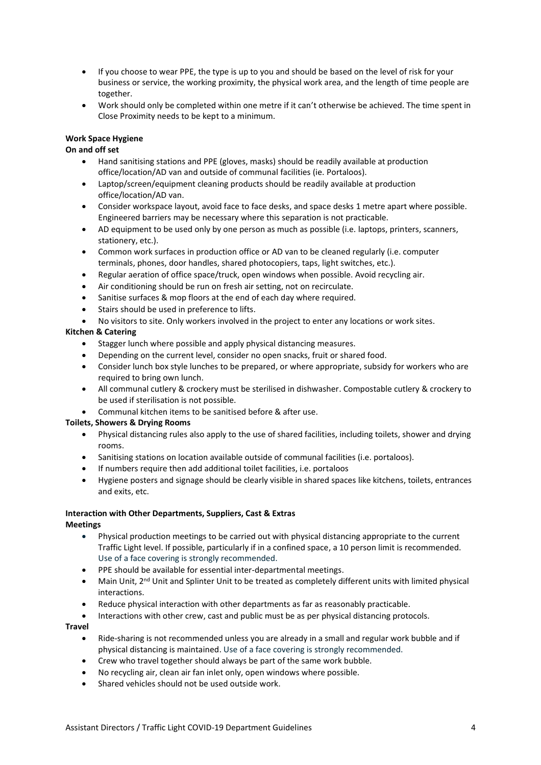- If you choose to wear PPE, the type is up to you and should be based on the level of risk for your business or service, the working proximity, the physical work area, and the length of time people are together.
- Work should only be completed within one metre if it can't otherwise be achieved. The time spent in Close Proximity needs to be kept to a minimum.

**Work Space Hygiene**

**On and off set**

- Hand sanitising stations and PPE (gloves, masks) should be readily available at production office/location/AD van and outside of communal facilities (ie. Portaloos).
- Laptop/screen/equipment cleaning products should be readily available at production office/location/AD van.
- Consider workspace layout, avoid face to face desks, and space desks 1 metre apart where possible. Engineered barriers may be necessary where this separation is not practicable.
- AD equipment to be used only by one person as much as possible (i.e. laptops, printers, scanners, stationery, etc.).
- Common work surfaces in production office or AD van to be cleaned regularly (i.e. computer terminals, phones, door handles, shared photocopiers, taps, light switches, etc.).
- Regular aeration of office space/truck, open windows when possible. Avoid recycling air.
- Air conditioning should be run on fresh air setting, not on recirculate.
- Sanitise surfaces & mop floors at the end of each day where required.
- Stairs should be used in preference to lifts.
- No visitors to site. Only workers involved in the project to enter any locations or work sites.

**Kitchen & Catering**

- Stagger lunch where possible and apply physical distancing measures.
- Depending on the current level, consider no open snacks, fruit or shared food.
- Consider lunch box style lunches to be prepared, or where appropriate, subsidy for workers who are required to bring own lunch.
- All communal cutlery & crockery must be sterilised in dishwasher. Compostable cutlery & crockery to be used if sterilisation is not possible.
- Communal kitchen items to be sanitised before & after use.

**Toilets, Showers & Drying Rooms**

- Physical distancing rules also apply to the use of shared facilities, including toilets, shower and drying rooms.
- Sanitising stations on location available outside of communal facilities (i.e. portaloos).
- If numbers require then add additional toilet facilities, i.e. portaloos
- Hygiene posters and signage should be clearly visible in shared spaces like kitchens, toilets, entrances and exits, etc.

**Interaction with Other Departments, Suppliers, Cast & Extras**

**Meetings**

- Physical production meetings to be carried out with physical distancing appropriate to the current Traffic Light level. If possible, particularly if in a confined space, a 10 person limit is recommended. Use of a face covering is strongly recommended.
- PPE should be available for essential inter-departmental meetings.
- Main Unit, 2nd Unit and Splinter Unit to be treated as completely different units with limited physical interactions.
- Reduce physical interaction with other departments as far as reasonably practicable.
- Interactions with other crew, cast and public must be as per physical distancing protocols.

**Travel**

- Ride-sharing is not recommended unless you are already in a small and regular work bubble and if physical distancing is maintained. Use of a face covering is strongly recommended.
- Crew who travel together should always be part of the same work bubble.
- No recycling air, clean air fan inlet only, open windows where possible.
- Shared vehicles should not be used outside work.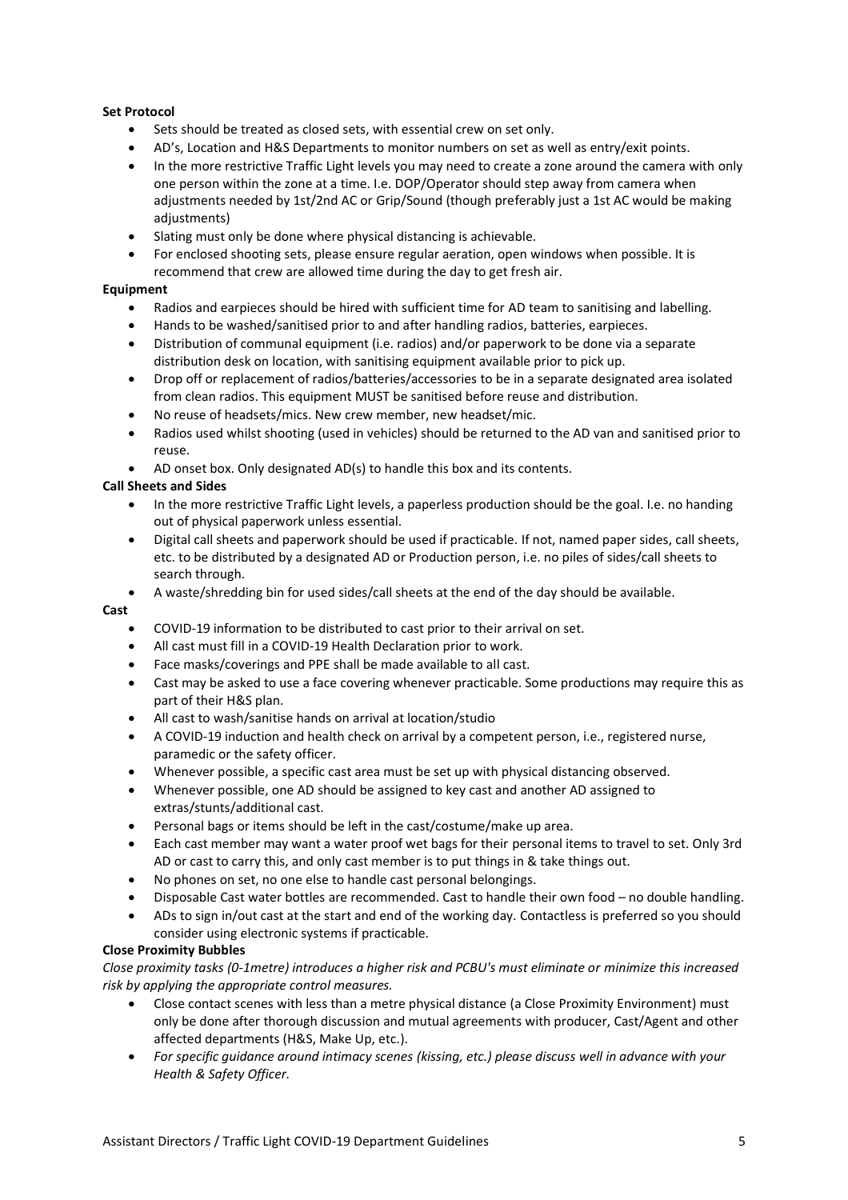**Set Protocol**

- Sets should be treated as closed sets, with essential crew on set only.
- AD's, Location and H&S Departments to monitor numbers on set as well as entry/exit points.
- In the more restrictive Traffic Light levels you may need to create a zone around the camera with only one person within the zone at a time. I.e. DOP/Operator should step away from camera when adjustments needed by 1st/2nd AC or Grip/Sound (though preferably just a 1st AC would be making adjustments)
- Slating must only be done where physical distancing is achievable.
- For enclosed shooting sets, please ensure regular aeration, open windows when possible. It is recommend that crew are allowed time during the day to get fresh air.

**Equipment**

- Radios and earpieces should be hired with sufficient time for AD team to sanitising and labelling.
- Hands to be washed/sanitised prior to and after handling radios, batteries, earpieces.
- Distribution of communal equipment (i.e. radios) and/or paperwork to be done via a separate distribution desk on location, with sanitising equipment available prior to pick up.
- Drop off or replacement of radios/batteries/accessories to be in a separate designated area isolated from clean radios. This equipment MUST be sanitised before reuse and distribution.
- No reuse of headsets/mics. New crew member, new headset/mic.
- Radios used whilst shooting (used in vehicles) should be returned to the AD van and sanitised prior to reuse.
- AD onset box. Only designated AD(s) to handle this box and its contents.

**Call Sheets and Sides**

- In the more restrictive Traffic Light levels, a paperless production should be the goal. I.e. no handing out of physical paperwork unless essential.
- Digital call sheets and paperwork should be used if practicable. If not, named paper sides, call sheets, etc. to be distributed by a designated AD or Production person, i.e. no piles of sides/call sheets to search through.
- A waste/shredding bin for used sides/call sheets at the end of the day should be available.

**Cast**

- COVID-19 information to be distributed to cast prior to their arrival on set.
- All cast must fill in a COVID-19 Health Declaration prior to work.
- Face masks/coverings and PPE shall be made available to all cast.
- Cast may be asked to use a face covering whenever practicable. Some productions may require this as part of their H&S plan.
- All cast to wash/sanitise hands on arrival at location/studio
- A COVID-19 induction and health check on arrival by a competent person, i.e., registered nurse, paramedic or the safety officer.
- Whenever possible, a specific cast area must be set up with physical distancing observed.
- Whenever possible, one AD should be assigned to key cast and another AD assigned to extras/stunts/additional cast.
- Personal bags or items should be left in the cast/costume/make up area.
- Each cast member may want a water proof wet bags for their personal items to travel to set. Only 3rd AD or cast to carry this, and only cast member is to put things in & take things out.
- No phones on set, no one else to handle cast personal belongings.
- Disposable Cast water bottles are recommended. Cast to handle their own food – no double handling.
- ADs to sign in/out cast at the start and end of the working day. Contactless is preferred so you should consider using electronic systems if practicable.

**Close Proximity Bubbles**

*Close proximity tasks (0-1metre) introduces a higher risk and PCBU's must eliminate or minimize this increased risk by applying the appropriate control measures.*

- Close contact scenes with less than a metre physical distance (a Close Proximity Environment) must only be done after thorough discussion and mutual agreements with producer, Cast/Agent and other affected departments (H&S, Make Up, etc.).
- *For specific guidance around intimacy scenes (kissing, etc.) please discuss well in advance with your Health & Safety Officer.*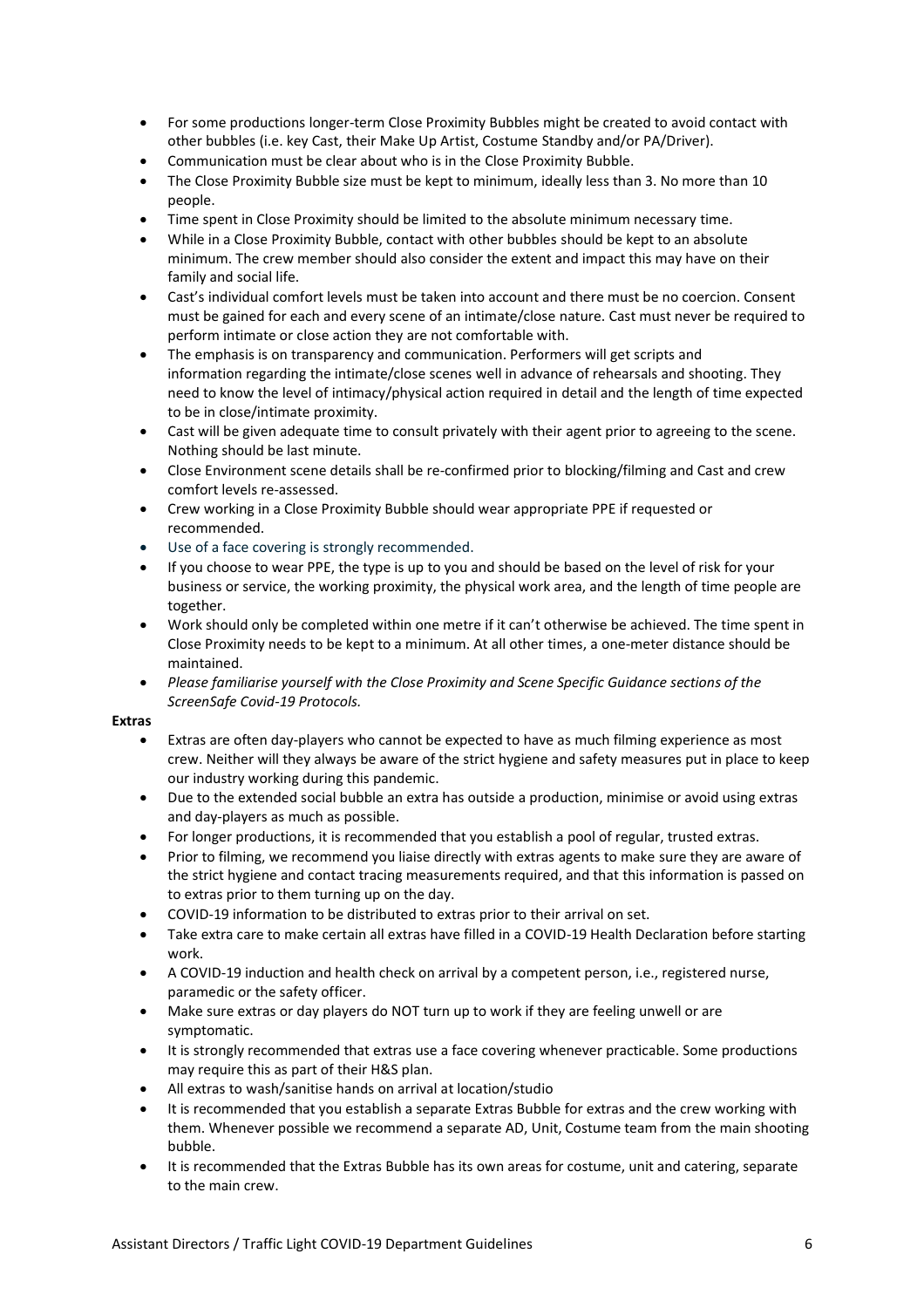- For some productions longer-term Close Proximity Bubbles might be created to avoid contact with other bubbles (i.e. key Cast, their Make Up Artist, Costume Standby and/or PA/Driver).
- Communication must be clear about who is in the Close Proximity Bubble.
- The Close Proximity Bubble size must be kept to minimum, ideally less than 3. No more than 10 people.
- Time spent in Close Proximity should be limited to the absolute minimum necessary time.
- While in a Close Proximity Bubble, contact with other bubbles should be kept to an absolute minimum. The crew member should also consider the extent and impact this may have on their family and social life.
- Cast's individual comfort levels must be taken into account and there must be no coercion. Consent must be gained for each and every scene of an intimate/close nature. Cast must never be required to perform intimate or close action they are not comfortable with.
- The emphasis is on transparency and communication. Performers will get scripts and information regarding the intimate/close scenes well in advance of rehearsals and shooting. They need to know the level of intimacy/physical action required in detail and the length of time expected to be in close/intimate proximity.
- Cast will be given adequate time to consult privately with their agent prior to agreeing to the scene. Nothing should be last minute.
- Close Environment scene details shall be re-confirmed prior to blocking/filming and Cast and crew comfort levels re-assessed.
- Crew working in a Close Proximity Bubble should wear appropriate PPE if requested or recommended.
- Use of a face covering is strongly recommended.
- If you choose to wear PPE, the type is up to you and should be based on the level of risk for your business or service, the working proximity, the physical work area, and the length of time people are together.
- Work should only be completed within one metre if it can't otherwise be achieved. The time spent in Close Proximity needs to be kept to a minimum. At all other times, a one-meter distance should be maintained.
- *Please familiarise yourself with the Close Proximity and Scene Specific Guidance sections of the ScreenSafe Covid-19 Protocols.*

**Extras**

- Extras are often day-players who cannot be expected to have as much filming experience as most crew. Neither will they always be aware of the strict hygiene and safety measures put in place to keep our industry working during this pandemic.
- Due to the extended social bubble an extra has outside a production, minimise or avoid using extras and day-players as much as possible.
- For longer productions, it is recommended that you establish a pool of regular, trusted extras.
- Prior to filming, we recommend you liaise directly with extras agents to make sure they are aware of the strict hygiene and contact tracing measurements required, and that this information is passed on to extras prior to them turning up on the day.
- COVID-19 information to be distributed to extras prior to their arrival on set.
- Take extra care to make certain all extras have filled in a COVID-19 Health Declaration before starting work.
- A COVID-19 induction and health check on arrival by a competent person, i.e., registered nurse, paramedic or the safety officer.
- Make sure extras or day players do NOT turn up to work if they are feeling unwell or are symptomatic.
- It is strongly recommended that extras use a face covering whenever practicable. Some productions may require this as part of their H&S plan.
- All extras to wash/sanitise hands on arrival at location/studio
- It is recommended that you establish a separate Extras Bubble for extras and the crew working with them. Whenever possible we recommend a separate AD, Unit, Costume team from the main shooting bubble.
- It is recommended that the Extras Bubble has its own areas for costume, unit and catering, separate to the main crew.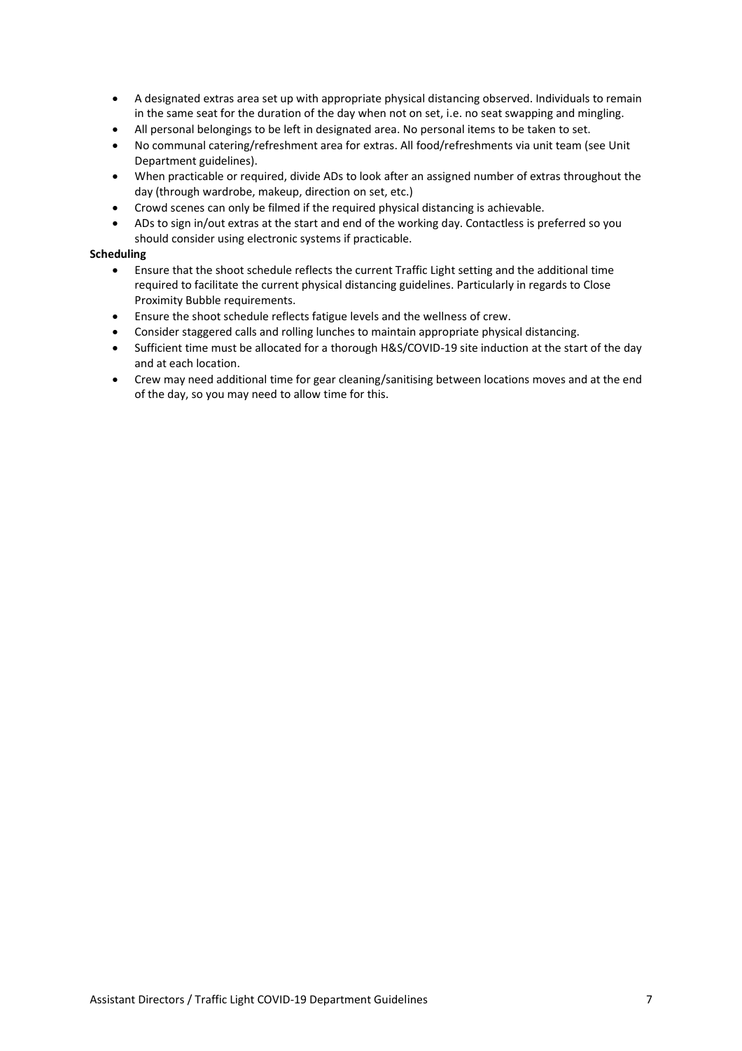- A designated extras area set up with appropriate physical distancing observed. Individuals to remain in the same seat for the duration of the day when not on set, i.e. no seat swapping and mingling.
- All personal belongings to be left in designated area. No personal items to be taken to set.
- No communal catering/refreshment area for extras. All food/refreshments via unit team (see Unit Department guidelines).
- When practicable or required, divide ADs to look after an assigned number of extras throughout the day (through wardrobe, makeup, direction on set, etc.)
- Crowd scenes can only be filmed if the required physical distancing is achievable.
- ADs to sign in/out extras at the start and end of the working day. Contactless is preferred so you should consider using electronic systems if practicable.

**Scheduling**

- Ensure that the shoot schedule reflects the current Traffic Light setting and the additional time required to facilitate the current physical distancing guidelines. Particularly in regards to Close Proximity Bubble requirements.
- Ensure the shoot schedule reflects fatigue levels and the wellness of crew.
- Consider staggered calls and rolling lunches to maintain appropriate physical distancing.
- Sufficient time must be allocated for a thorough H&S/COVID-19 site induction at the start of the day and at each location.
- Crew may need additional time for gear cleaning/sanitising between locations moves and at the end of the day, so you may need to allow time for this.